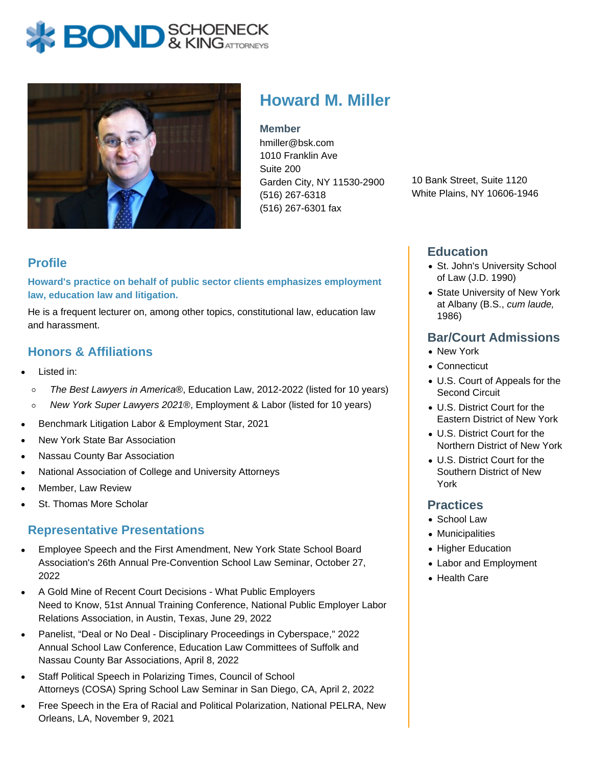# Howard M. Miller

**Member**
hmiller@bsk.com
1010 Franklin Ave
Suite 200
Garden City, NY 11530-2900
(516) 267-6318
(516) 267-6301 fax

10 Bank Street, Suite 1120
White Plains, NY 10606-1946

## Profile

**Howard's practice on behalf of public sector clients emphasizes employment law, education law and litigation.**

He is a frequent lecturer on, among other topics, constitutional law, education law and harassment.

## Honors & Affiliations

- Listed in:
  - *The Best Lawyers in America*®, Education Law, 2012-2022 (listed for 10 years)
  - *New York Super Lawyers 2021*®, Employment & Labor (listed for 10 years)
- Benchmark Litigation Labor & Employment Star, 2021
- New York State Bar Association
- Nassau County Bar Association
- National Association of College and University Attorneys
- Member, Law Review
- St. Thomas More Scholar

## Representative Presentations

- Employee Speech and the First Amendment, New York State School Board Association's 26th Annual Pre-Convention School Law Seminar, October 27, 2022
- A Gold Mine of Recent Court Decisions - What Public Employers Need to Know, 51st Annual Training Conference, National Public Employer Labor Relations Association, in Austin, Texas, June 29, 2022
- Panelist, “Deal or No Deal - Disciplinary Proceedings in Cyberspace," 2022 Annual School Law Conference, Education Law Committees of Suffolk and Nassau County Bar Associations, April 8, 2022
- Staff Political Speech in Polarizing Times, Council of School Attorneys (COSA) Spring School Law Seminar in San Diego, CA, April 2, 2022
- Free Speech in the Era of Racial and Political Polarization, National PELRA, New Orleans, LA, November 9, 2021

## Education

- St. John's University School of Law (J.D. 1990)
- State University of New York at Albany (B.S., *cum laude,* 1986)

## Bar/Court Admissions

- New York
- Connecticut
- U.S. Court of Appeals for the Second Circuit
- U.S. District Court for the Eastern District of New York
- U.S. District Court for the Northern District of New York
- U.S. District Court for the Southern District of New York

## Practices

- School Law
- Municipalities
- Higher Education
- Labor and Employment
- Health Care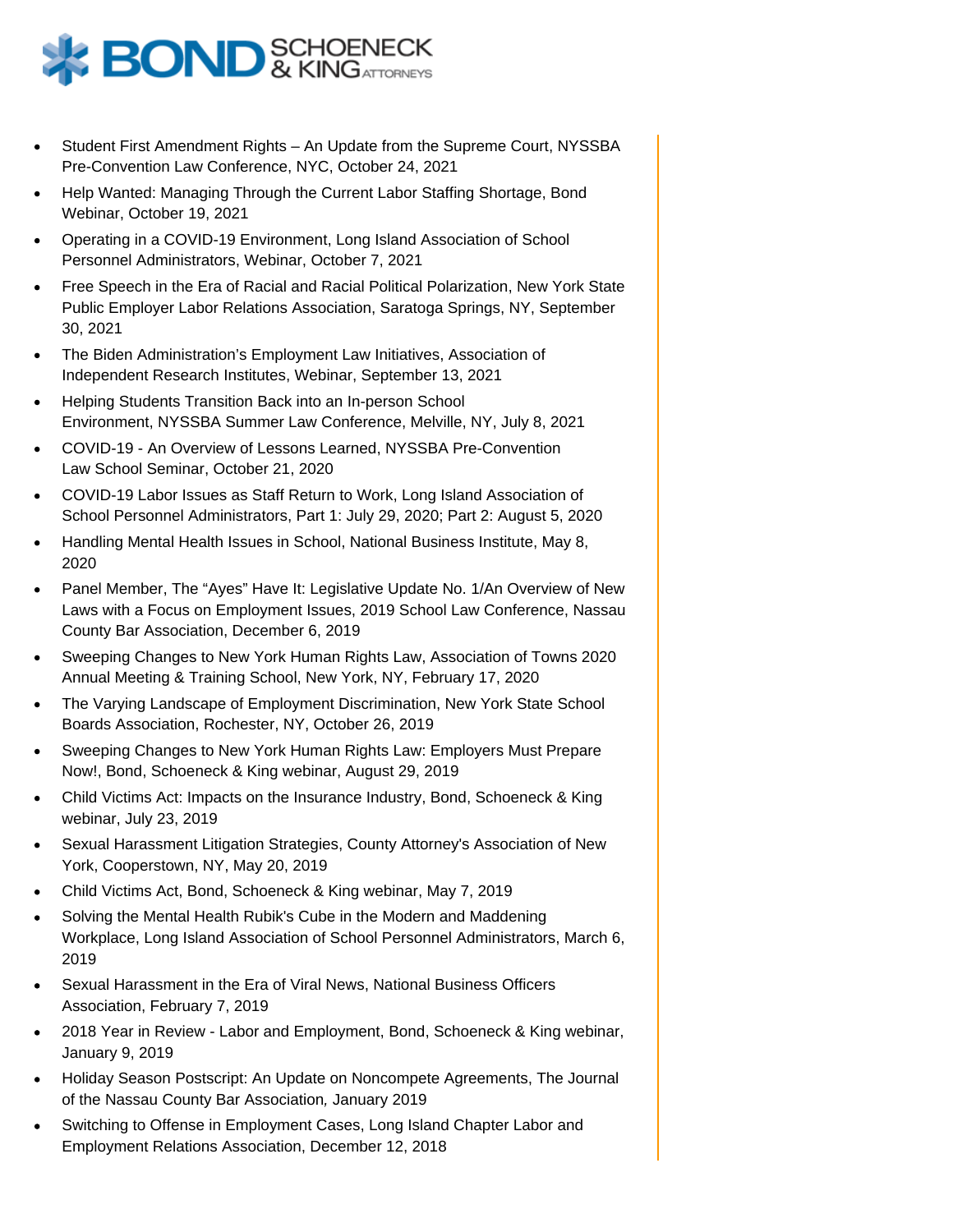- Student First Amendment Rights – An Update from the Supreme Court, NYSSBA Pre-Convention Law Conference, NYC, October 24, 2021
- Help Wanted: Managing Through the Current Labor Staffing Shortage, Bond Webinar, October 19, 2021
- Operating in a COVID-19 Environment, Long Island Association of School Personnel Administrators, Webinar, October 7, 2021
- Free Speech in the Era of Racial and Racial Political Polarization, New York State Public Employer Labor Relations Association, Saratoga Springs, NY, September 30, 2021
- The Biden Administration's Employment Law Initiatives, Association of Independent Research Institutes, Webinar, September 13, 2021
- Helping Students Transition Back into an In-person School Environment, NYSSBA Summer Law Conference, Melville, NY, July 8, 2021
- COVID-19 - An Overview of Lessons Learned, NYSSBA Pre-Convention Law School Seminar, October 21, 2020
- COVID-19 Labor Issues as Staff Return to Work, Long Island Association of School Personnel Administrators, Part 1: July 29, 2020; Part 2: August 5, 2020
- Handling Mental Health Issues in School, National Business Institute, May 8, 2020
- Panel Member, The "Ayes" Have It: Legislative Update No. 1/An Overview of New Laws with a Focus on Employment Issues, 2019 School Law Conference, Nassau County Bar Association, December 6, 2019
- Sweeping Changes to New York Human Rights Law, Association of Towns 2020 Annual Meeting & Training School, New York, NY, February 17, 2020
- The Varying Landscape of Employment Discrimination, New York State School Boards Association, Rochester, NY, October 26, 2019
- Sweeping Changes to New York Human Rights Law: Employers Must Prepare Now!, Bond, Schoeneck & King webinar, August 29, 2019
- Child Victims Act: Impacts on the Insurance Industry, Bond, Schoeneck & King webinar, July 23, 2019
- Sexual Harassment Litigation Strategies, County Attorney's Association of New York, Cooperstown, NY, May 20, 2019
- Child Victims Act, Bond, Schoeneck & King webinar, May 7, 2019
- Solving the Mental Health Rubik's Cube in the Modern and Maddening Workplace, Long Island Association of School Personnel Administrators, March 6, 2019
- Sexual Harassment in the Era of Viral News, National Business Officers Association, February 7, 2019
- 2018 Year in Review - Labor and Employment, Bond, Schoeneck & King webinar, January 9, 2019
- Holiday Season Postscript: An Update on Noncompete Agreements, The Journal of the Nassau County Bar Association*,* January 2019
- Switching to Offense in Employment Cases, Long Island Chapter Labor and Employment Relations Association, December 12, 2018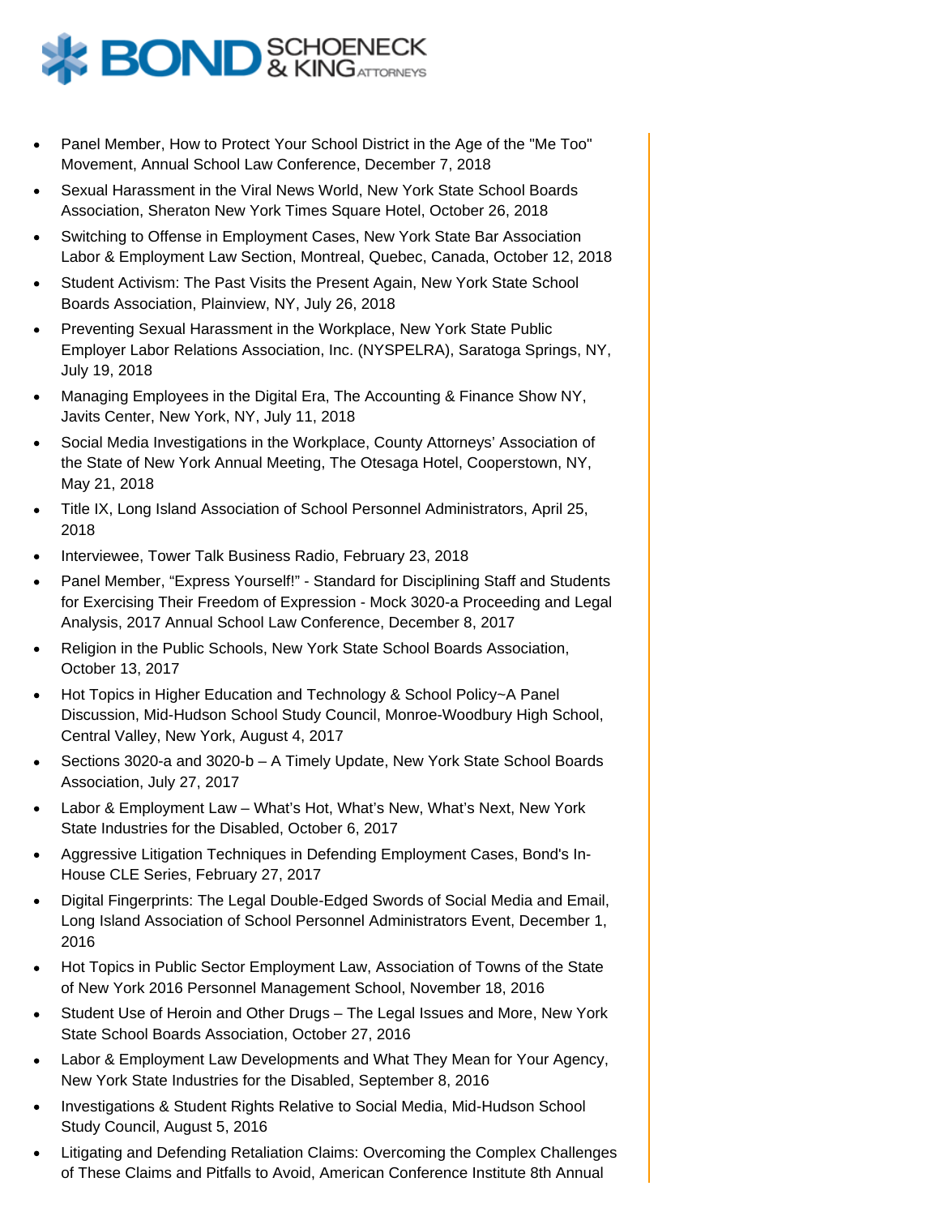- Panel Member, How to Protect Your School District in the Age of the "Me Too" Movement, Annual School Law Conference, December 7, 2018
- Sexual Harassment in the Viral News World, New York State School Boards Association, Sheraton New York Times Square Hotel, October 26, 2018
- Switching to Offense in Employment Cases, New York State Bar Association Labor & Employment Law Section, Montreal, Quebec, Canada, October 12, 2018
- Student Activism: The Past Visits the Present Again, New York State School Boards Association, Plainview, NY, July 26, 2018
- Preventing Sexual Harassment in the Workplace, New York State Public Employer Labor Relations Association, Inc. (NYSPELRA), Saratoga Springs, NY, July 19, 2018
- Managing Employees in the Digital Era, The Accounting & Finance Show NY, Javits Center, New York, NY, July 11, 2018
- Social Media Investigations in the Workplace, County Attorneys' Association of the State of New York Annual Meeting, The Otesaga Hotel, Cooperstown, NY, May 21, 2018
- Title IX, Long Island Association of School Personnel Administrators, April 25, 2018
- Interviewee, Tower Talk Business Radio, February 23, 2018
- Panel Member, "Express Yourself!" - Standard for Disciplining Staff and Students for Exercising Their Freedom of Expression - Mock 3020-a Proceeding and Legal Analysis, 2017 Annual School Law Conference, December 8, 2017
- Religion in the Public Schools, New York State School Boards Association, October 13, 2017
- Hot Topics in Higher Education and Technology & School Policy~A Panel Discussion, Mid-Hudson School Study Council, Monroe-Woodbury High School, Central Valley, New York, August 4, 2017
- Sections 3020-a and 3020-b – A Timely Update, New York State School Boards Association, July 27, 2017
- Labor & Employment Law – What's Hot, What's New, What's Next, New York State Industries for the Disabled, October 6, 2017
- Aggressive Litigation Techniques in Defending Employment Cases, Bond's In-House CLE Series, February 27, 2017
- Digital Fingerprints: The Legal Double-Edged Swords of Social Media and Email, Long Island Association of School Personnel Administrators Event, December 1, 2016
- Hot Topics in Public Sector Employment Law, Association of Towns of the State of New York 2016 Personnel Management School, November 18, 2016
- Student Use of Heroin and Other Drugs – The Legal Issues and More, New York State School Boards Association, October 27, 2016
- Labor & Employment Law Developments and What They Mean for Your Agency, New York State Industries for the Disabled, September 8, 2016
- Investigations & Student Rights Relative to Social Media, Mid-Hudson School Study Council, August 5, 2016
- Litigating and Defending Retaliation Claims: Overcoming the Complex Challenges of These Claims and Pitfalls to Avoid, American Conference Institute 8th Annual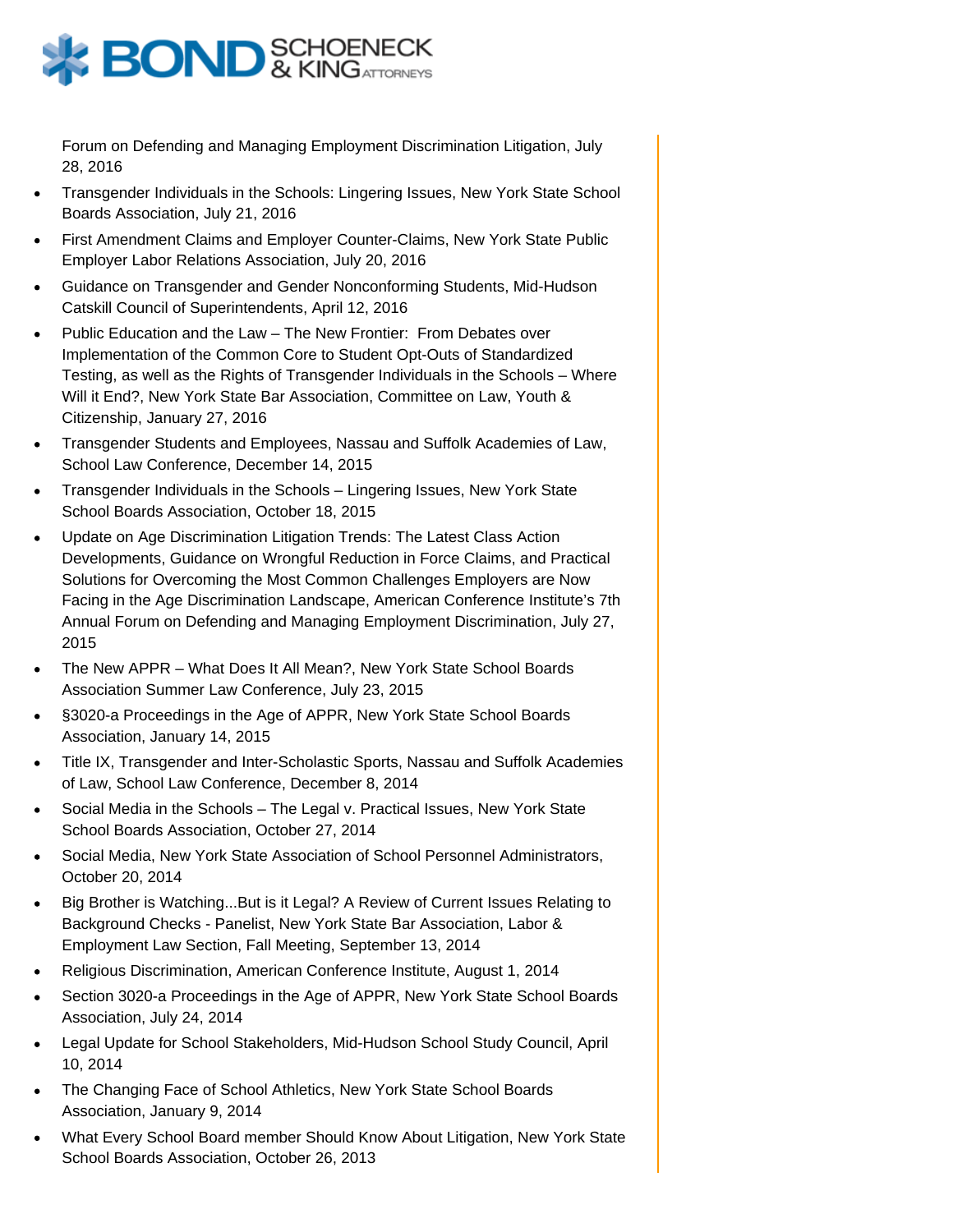Forum on Defending and Managing Employment Discrimination Litigation, July 28, 2016

- Transgender Individuals in the Schools: Lingering Issues, New York State School Boards Association, July 21, 2016
- First Amendment Claims and Employer Counter-Claims, New York State Public Employer Labor Relations Association, July 20, 2016
- Guidance on Transgender and Gender Nonconforming Students, Mid-Hudson Catskill Council of Superintendents, April 12, 2016
- Public Education and the Law – The New Frontier: From Debates over Implementation of the Common Core to Student Opt-Outs of Standardized Testing, as well as the Rights of Transgender Individuals in the Schools – Where Will it End?, New York State Bar Association, Committee on Law, Youth & Citizenship, January 27, 2016
- Transgender Students and Employees, Nassau and Suffolk Academies of Law, School Law Conference, December 14, 2015
- Transgender Individuals in the Schools – Lingering Issues, New York State School Boards Association, October 18, 2015
- Update on Age Discrimination Litigation Trends: The Latest Class Action Developments, Guidance on Wrongful Reduction in Force Claims, and Practical Solutions for Overcoming the Most Common Challenges Employers are Now Facing in the Age Discrimination Landscape, American Conference Institute's 7th Annual Forum on Defending and Managing Employment Discrimination, July 27, 2015
- The New APPR – What Does It All Mean?, New York State School Boards Association Summer Law Conference, July 23, 2015
- §3020-a Proceedings in the Age of APPR, New York State School Boards Association, January 14, 2015
- Title IX, Transgender and Inter-Scholastic Sports, Nassau and Suffolk Academies of Law, School Law Conference, December 8, 2014
- Social Media in the Schools – The Legal v. Practical Issues, New York State School Boards Association, October 27, 2014
- Social Media, New York State Association of School Personnel Administrators, October 20, 2014
- Big Brother is Watching...But is it Legal? A Review of Current Issues Relating to Background Checks - Panelist, New York State Bar Association, Labor & Employment Law Section, Fall Meeting, September 13, 2014
- Religious Discrimination, American Conference Institute, August 1, 2014
- Section 3020-a Proceedings in the Age of APPR, New York State School Boards Association, July 24, 2014
- Legal Update for School Stakeholders, Mid-Hudson School Study Council, April 10, 2014
- The Changing Face of School Athletics, New York State School Boards Association, January 9, 2014
- What Every School Board member Should Know About Litigation, New York State School Boards Association, October 26, 2013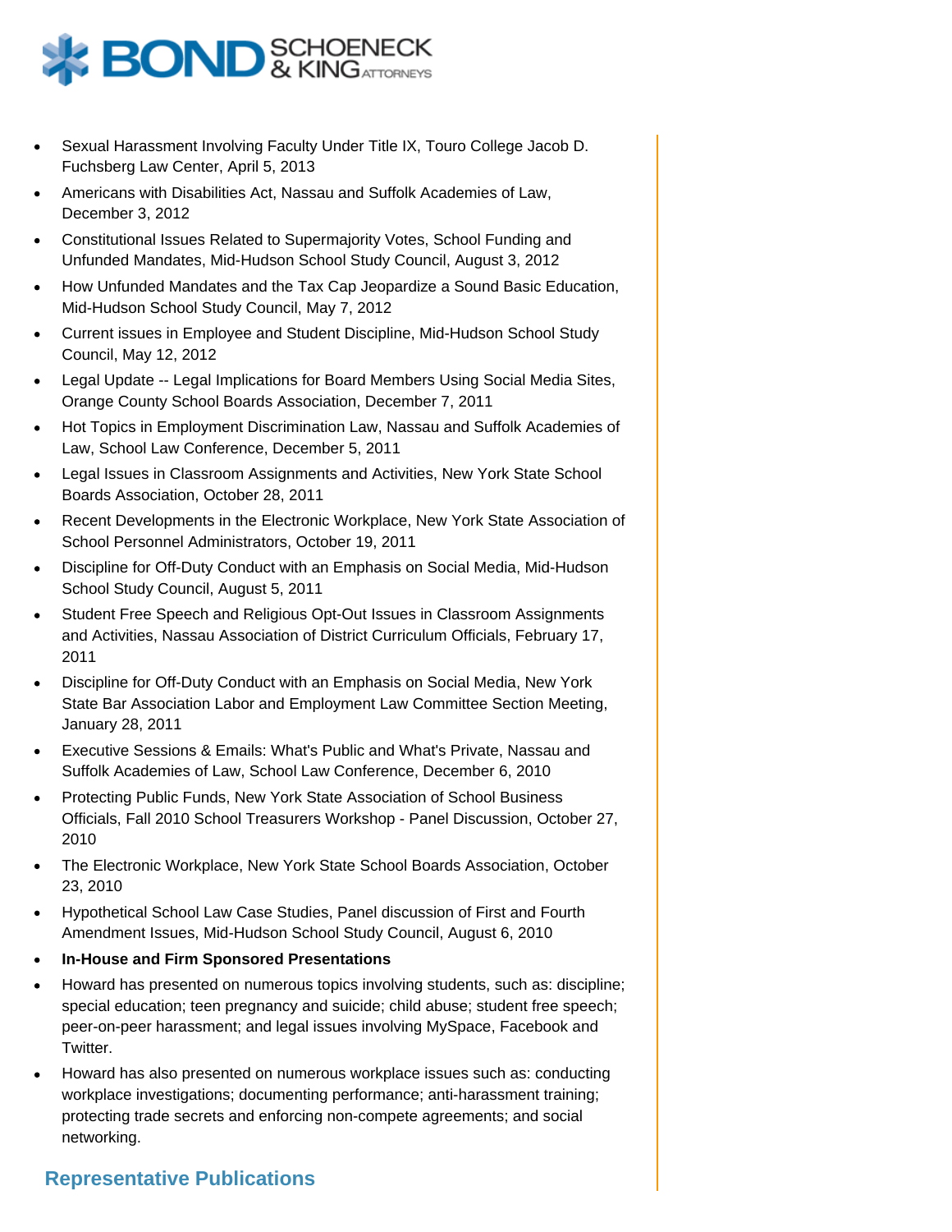- Sexual Harassment Involving Faculty Under Title IX, Touro College Jacob D. Fuchsberg Law Center, April 5, 2013
- Americans with Disabilities Act, Nassau and Suffolk Academies of Law, December 3, 2012
- Constitutional Issues Related to Supermajority Votes, School Funding and Unfunded Mandates, Mid-Hudson School Study Council, August 3, 2012
- How Unfunded Mandates and the Tax Cap Jeopardize a Sound Basic Education, Mid-Hudson School Study Council, May 7, 2012
- Current issues in Employee and Student Discipline, Mid-Hudson School Study Council, May 12, 2012
- Legal Update -- Legal Implications for Board Members Using Social Media Sites, Orange County School Boards Association, December 7, 2011
- Hot Topics in Employment Discrimination Law, Nassau and Suffolk Academies of Law, School Law Conference, December 5, 2011
- Legal Issues in Classroom Assignments and Activities, New York State School Boards Association, October 28, 2011
- Recent Developments in the Electronic Workplace, New York State Association of School Personnel Administrators, October 19, 2011
- Discipline for Off-Duty Conduct with an Emphasis on Social Media, Mid-Hudson School Study Council, August 5, 2011
- Student Free Speech and Religious Opt-Out Issues in Classroom Assignments and Activities, Nassau Association of District Curriculum Officials, February 17, 2011
- Discipline for Off-Duty Conduct with an Emphasis on Social Media, New York State Bar Association Labor and Employment Law Committee Section Meeting, January 28, 2011
- Executive Sessions & Emails: What's Public and What's Private, Nassau and Suffolk Academies of Law, School Law Conference, December 6, 2010
- Protecting Public Funds, New York State Association of School Business Officials, Fall 2010 School Treasurers Workshop - Panel Discussion, October 27, 2010
- The Electronic Workplace, New York State School Boards Association, October 23, 2010
- Hypothetical School Law Case Studies, Panel discussion of First and Fourth Amendment Issues, Mid-Hudson School Study Council, August 6, 2010
- **In-House and Firm Sponsored Presentations**
- Howard has presented on numerous topics involving students, such as: discipline; special education; teen pregnancy and suicide; child abuse; student free speech; peer-on-peer harassment; and legal issues involving MySpace, Facebook and Twitter.
- Howard has also presented on numerous workplace issues such as: conducting workplace investigations; documenting performance; anti-harassment training; protecting trade secrets and enforcing non-compete agreements; and social networking.

## Representative Publications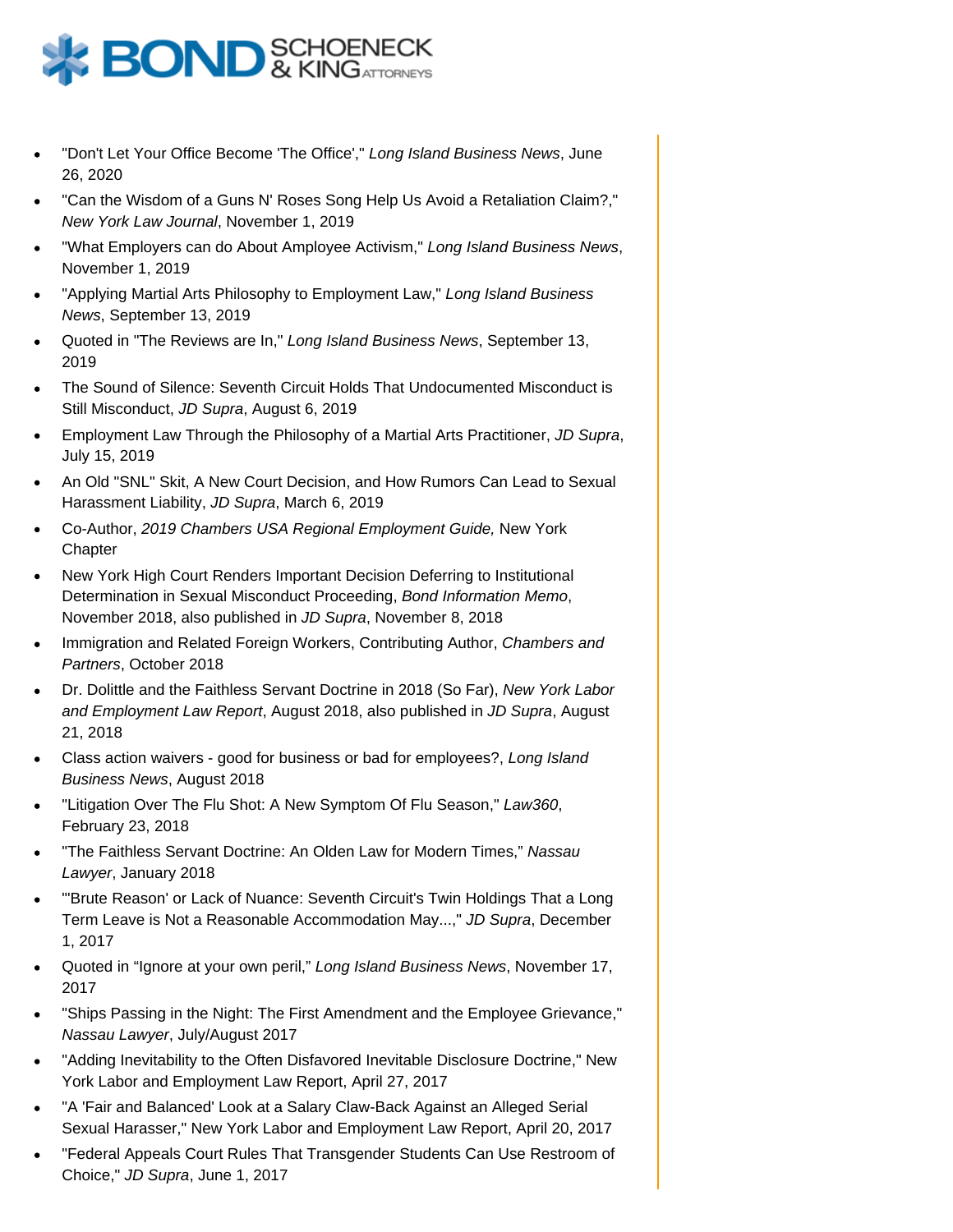- "Don't Let Your Office Become 'The Office'," *Long Island Business News*, June 26, 2020
- "Can the Wisdom of a Guns N' Roses Song Help Us Avoid a Retaliation Claim?," *New York Law Journal*, November 1, 2019
- "What Employers can do About Amployee Activism," *Long Island Business News*, November 1, 2019
- "Applying Martial Arts Philosophy to Employment Law," *Long Island Business News*, September 13, 2019
- Quoted in "The Reviews are In," *Long Island Business News*, September 13, 2019
- The Sound of Silence: Seventh Circuit Holds That Undocumented Misconduct is Still Misconduct, *JD Supra*, August 6, 2019
- Employment Law Through the Philosophy of a Martial Arts Practitioner, *JD Supra*, July 15, 2019
- An Old "SNL" Skit, A New Court Decision, and How Rumors Can Lead to Sexual Harassment Liability, *JD Supra*, March 6, 2019
- Co-Author, *2019 Chambers USA Regional Employment Guide,* New York Chapter
- New York High Court Renders Important Decision Deferring to Institutional Determination in Sexual Misconduct Proceeding, *Bond Information Memo*, November 2018, also published in *JD Supra*, November 8, 2018
- Immigration and Related Foreign Workers, Contributing Author, *Chambers and Partners*, October 2018
- Dr. Dolittle and the Faithless Servant Doctrine in 2018 (So Far), *New York Labor and Employment Law Report*, August 2018, also published in *JD Supra*, August 21, 2018
- Class action waivers - good for business or bad for employees?, *Long Island Business News*, August 2018
- "Litigation Over The Flu Shot: A New Symptom Of Flu Season," *Law360*, February 23, 2018
- "The Faithless Servant Doctrine: An Olden Law for Modern Times," *Nassau Lawyer*, January 2018
- "'Brute Reason' or Lack of Nuance: Seventh Circuit's Twin Holdings That a Long Term Leave is Not a Reasonable Accommodation May...," *JD Supra*, December 1, 2017
- Quoted in "Ignore at your own peril," *Long Island Business News*, November 17, 2017
- "Ships Passing in the Night: The First Amendment and the Employee Grievance," *Nassau Lawyer*, July/August 2017
- "Adding Inevitability to the Often Disfavored Inevitable Disclosure Doctrine," New York Labor and Employment Law Report, April 27, 2017
- "A 'Fair and Balanced' Look at a Salary Claw-Back Against an Alleged Serial Sexual Harasser," New York Labor and Employment Law Report, April 20, 2017
- "Federal Appeals Court Rules That Transgender Students Can Use Restroom of Choice," *JD Supra*, June 1, 2017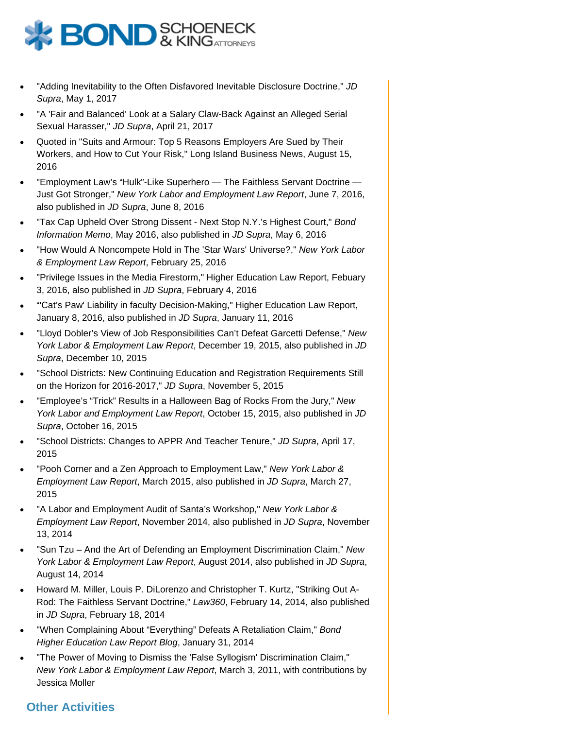- "Adding Inevitability to the Often Disfavored Inevitable Disclosure Doctrine," *JD Supra*, May 1, 2017
- "A 'Fair and Balanced' Look at a Salary Claw-Back Against an Alleged Serial Sexual Harasser," *JD Supra*, April 21, 2017
- Quoted in "Suits and Armour: Top 5 Reasons Employers Are Sued by Their Workers, and How to Cut Your Risk," Long Island Business News, August 15, 2016
- "Employment Law's "Hulk"-Like Superhero — The Faithless Servant Doctrine — Just Got Stronger," *New York Labor and Employment Law Report*, June 7, 2016, also published in *JD Supra*, June 8, 2016
- "Tax Cap Upheld Over Strong Dissent - Next Stop N.Y.'s Highest Court," *Bond Information Memo*, May 2016, also published in *JD Supra*, May 6, 2016
- "How Would A Noncompete Hold in The 'Star Wars' Universe?," *New York Labor & Employment Law Report*, February 25, 2016
- "Privilege Issues in the Media Firestorm," Higher Education Law Report, Febuary 3, 2016, also published in *JD Supra*, February 4, 2016
- "'Cat's Paw' Liability in faculty Decision-Making," Higher Education Law Report, January 8, 2016, also published in *JD Supra*, January 11, 2016
- "Lloyd Dobler's View of Job Responsibilities Can't Defeat Garcetti Defense," *New York Labor & Employment Law Report*, December 19, 2015, also published in *JD Supra*, December 10, 2015
- "School Districts: New Continuing Education and Registration Requirements Still on the Horizon for 2016-2017," *JD Supra*, November 5, 2015
- "Employee's "Trick" Results in a Halloween Bag of Rocks From the Jury," *New York Labor and Employment Law Report*, October 15, 2015, also published in *JD Supra*, October 16, 2015
- "School Districts: Changes to APPR And Teacher Tenure," *JD Supra*, April 17, 2015
- "Pooh Corner and a Zen Approach to Employment Law," *New York Labor & Employment Law Report*, March 2015, also published in *JD Supra*, March 27, 2015
- "A Labor and Employment Audit of Santa's Workshop," *New York Labor & Employment Law Report*, November 2014, also published in *JD Supra*, November 13, 2014
- "Sun Tzu – And the Art of Defending an Employment Discrimination Claim," *New York Labor & Employment Law Report*, August 2014, also published in *JD Supra*, August 14, 2014
- Howard M. Miller, Louis P. DiLorenzo and Christopher T. Kurtz, "Striking Out A-Rod: The Faithless Servant Doctrine," *Law360*, February 14, 2014, also published in *JD Supra*, February 18, 2014
- "When Complaining About "Everything" Defeats A Retaliation Claim," *Bond Higher Education Law Report Blog*, January 31, 2014
- "The Power of Moving to Dismiss the 'False Syllogism' Discrimination Claim," *New York Labor & Employment Law Report*, March 3, 2011, with contributions by Jessica Moller

## Other Activities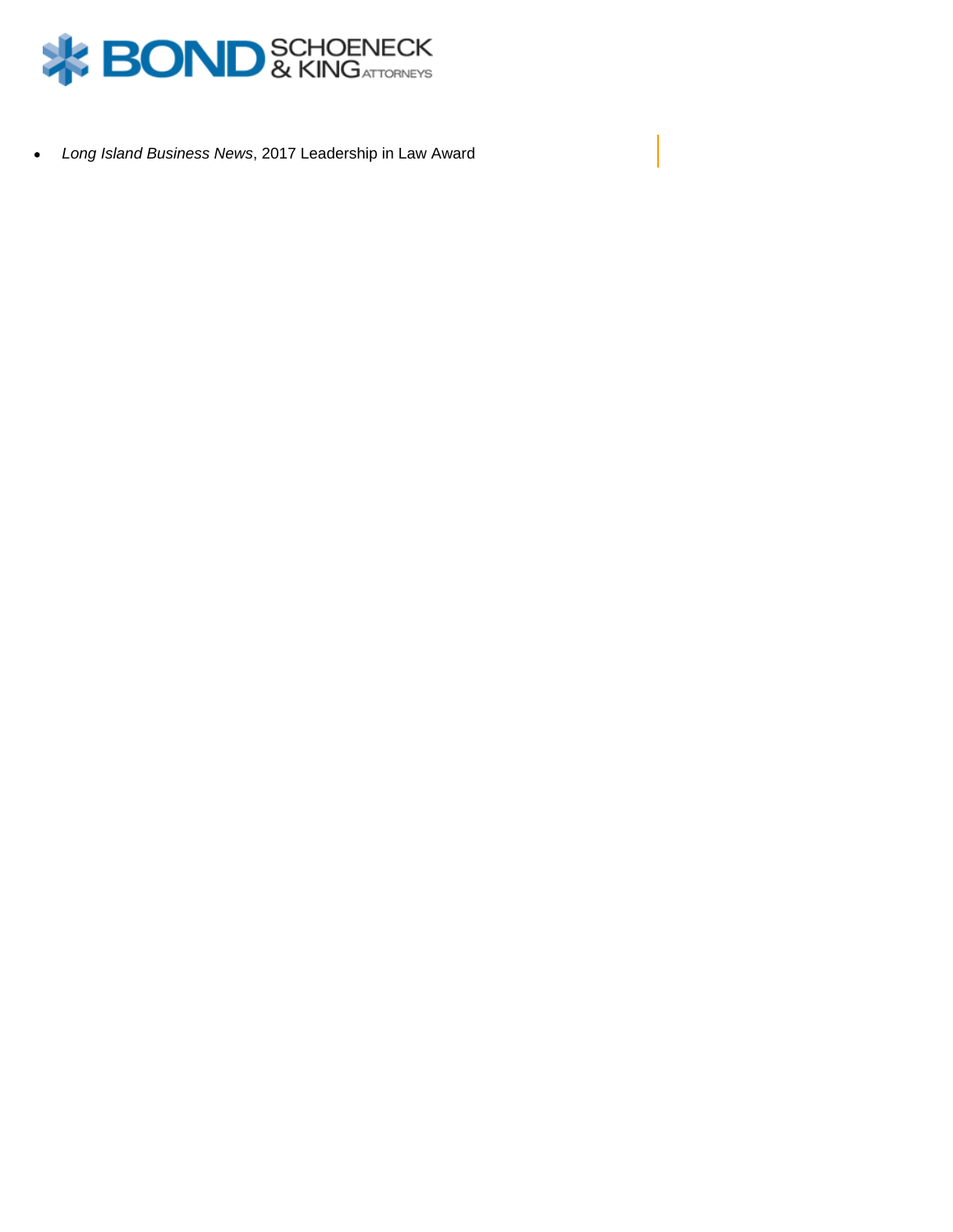- *Long Island Business News*, 2017 Leadership in Law Award